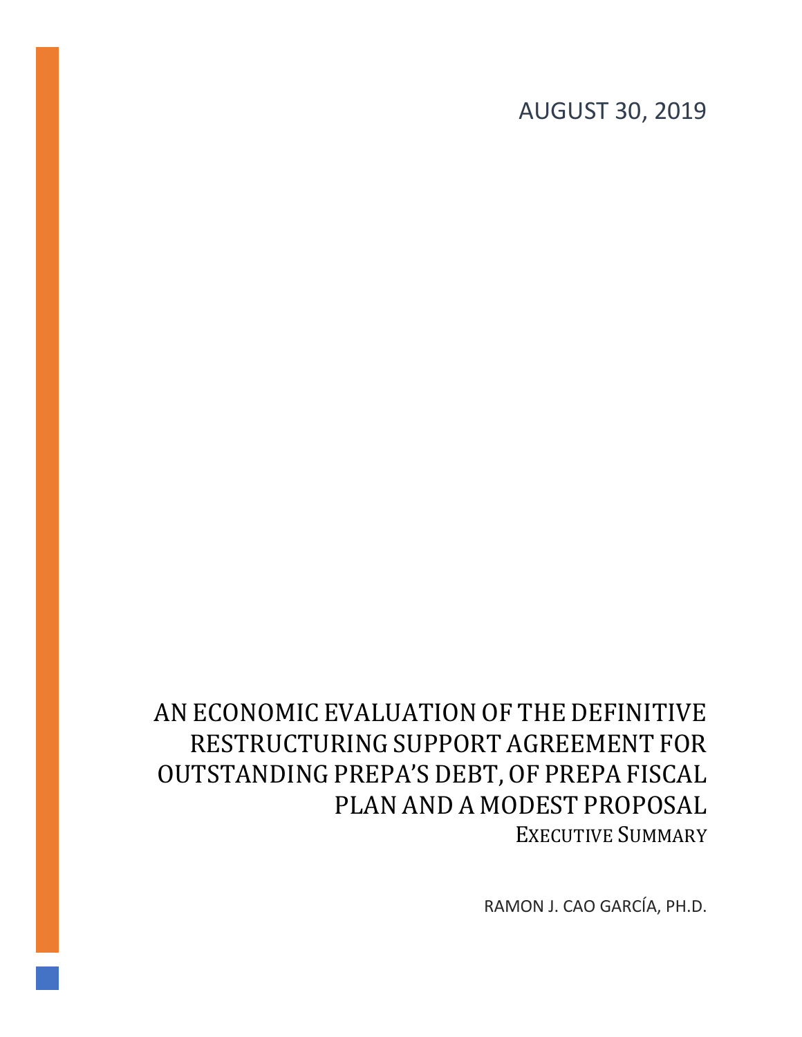AUGUST 30, 2019

# AN ECONOMIC EVALUATION OF THE DEFINITIVE RESTRUCTURING SUPPORT AGREEMENT FOR OUTSTANDING PREPA'S DEBT, OF PREPA FISCAL PLAN AND A MODEST PROPOSAL

## EXECUTIVE SUMMARY

RAMON J. CAO GARCÍA, PH.D.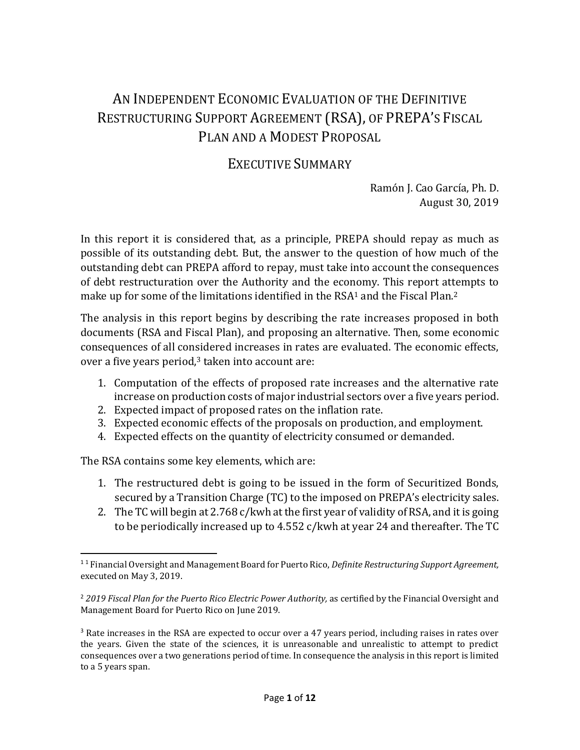# AN INDEPENDENT ECONOMIC EVALUATION OF THE DEFINITIVE RESTRUCTURING SUPPORT AGREEMENT (RSA), OF PREPA'S FISCAL PLAN AND A MODEST PROPOSAL

## EXECUTIVE SUMMARY

Ramón J. Cao García, Ph. D.
August 30, 2019

In this report it is considered that, as a principle, PREPA should repay as much as possible of its outstanding debt. But, the answer to the question of how much of the outstanding debt can PREPA afford to repay, must take into account the consequences of debt restructuration over the Authority and the economy. This report attempts to make up for some of the limitations identified in the RSA[1] and the Fiscal Plan.[2]

The analysis in this report begins by describing the rate increases proposed in both documents (RSA and Fiscal Plan), and proposing an alternative. Then, some economic consequences of all considered increases in rates are evaluated. The economic effects, over a five years period,[3] taken into account are:

1. Computation of the effects of proposed rate increases and the alternative rate increase on production costs of major industrial sectors over a five years period.
2. Expected impact of proposed rates on the inflation rate.
3. Expected economic effects of the proposals on production, and employment.
4. Expected effects on the quantity of electricity consumed or demanded.

The RSA contains some key elements, which are:

1. The restructured debt is going to be issued in the form of Securitized Bonds, secured by a Transition Charge (TC) to the imposed on PREPA's electricity sales.
2. The TC will begin at 2.768 c/kwh at the first year of validity of RSA, and it is going to be periodically increased up to 4.552 c/kwh at year 24 and thereafter. The TC

---

[1] [1] Financial Oversight and Management Board for Puerto Rico, *Definite Restructuring Support Agreement,* executed on May 3, 2019.

[2] *2019 Fiscal Plan for the Puerto Rico Electric Power Authority,* as certified by the Financial Oversight and Management Board for Puerto Rico on June 2019.

[3] Rate increases in the RSA are expected to occur over a 47 years period, including raises in rates over the years. Given the state of the sciences, it is unreasonable and unrealistic to attempt to predict consequences over a two generations period of time. In consequence the analysis in this report is limited to a 5 years span.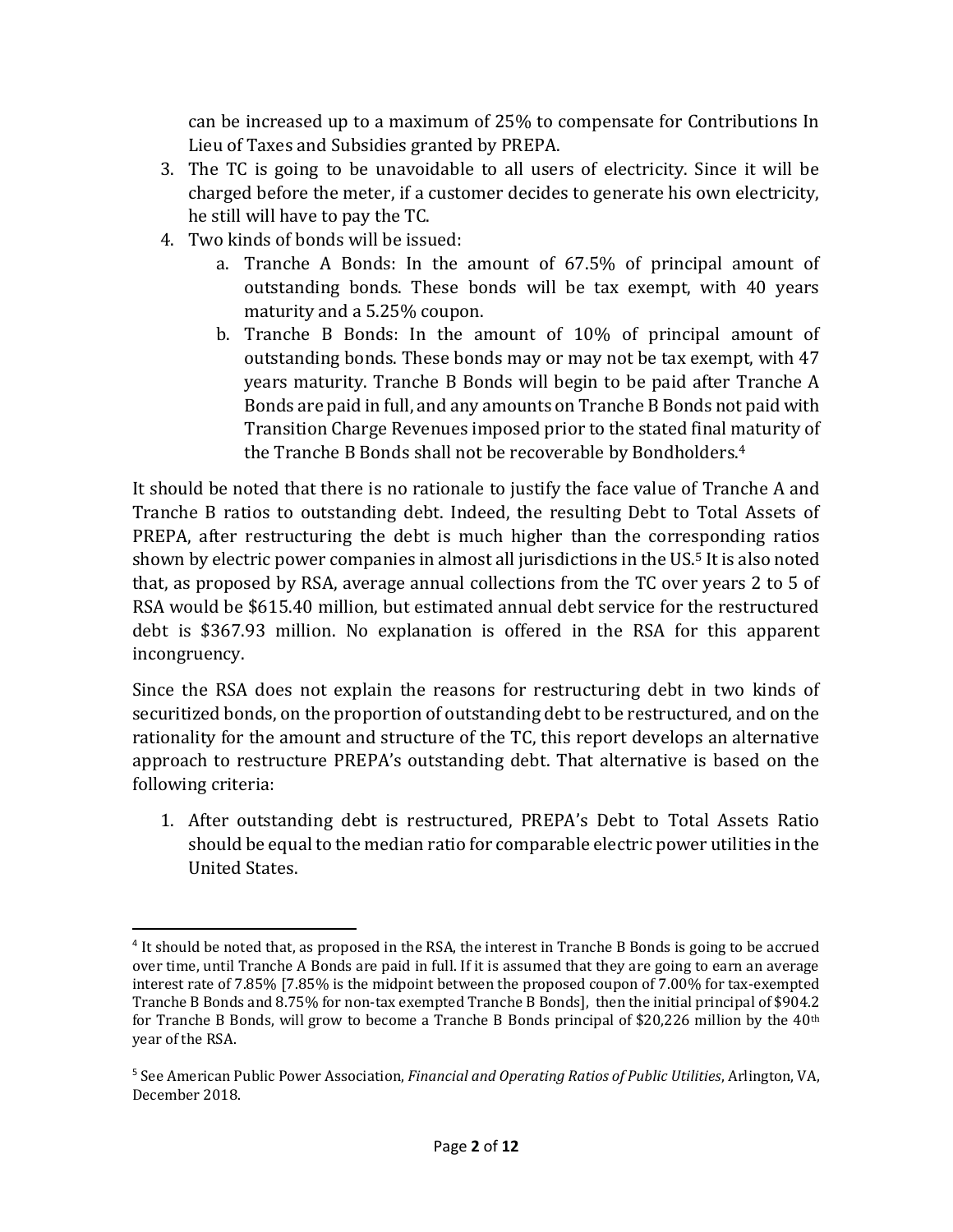can be increased up to a maximum of 25% to compensate for Contributions In Lieu of Taxes and Subsidies granted by PREPA.

3. The TC is going to be unavoidable to all users of electricity. Since it will be charged before the meter, if a customer decides to generate his own electricity, he still will have to pay the TC.
4. Two kinds of bonds will be issued:
   a. Tranche A Bonds: In the amount of 67.5% of principal amount of outstanding bonds. These bonds will be tax exempt, with 40 years maturity and a 5.25% coupon.
   b. Tranche B Bonds: In the amount of 10% of principal amount of outstanding bonds. These bonds may or may not be tax exempt, with 47 years maturity. Tranche B Bonds will begin to be paid after Tranche A Bonds are paid in full, and any amounts on Tranche B Bonds not paid with Transition Charge Revenues imposed prior to the stated final maturity of the Tranche B Bonds shall not be recoverable by Bondholders.[4]

It should be noted that there is no rationale to justify the face value of Tranche A and Tranche B ratios to outstanding debt. Indeed, the resulting Debt to Total Assets of PREPA, after restructuring the debt is much higher than the corresponding ratios shown by electric power companies in almost all jurisdictions in the US.[5] It is also noted that, as proposed by RSA, average annual collections from the TC over years 2 to 5 of RSA would be $615.40 million, but estimated annual debt service for the restructured debt is $367.93 million. No explanation is offered in the RSA for this apparent incongruency.

Since the RSA does not explain the reasons for restructuring debt in two kinds of securitized bonds, on the proportion of outstanding debt to be restructured, and on the rationality for the amount and structure of the TC, this report develops an alternative approach to restructure PREPA's outstanding debt. That alternative is based on the following criteria:

1. After outstanding debt is restructured, PREPA's Debt to Total Assets Ratio should be equal to the median ratio for comparable electric power utilities in the United States.

---

[4] It should be noted that, as proposed in the RSA, the interest in Tranche B Bonds is going to be accrued over time, until Tranche A Bonds are paid in full. If it is assumed that they are going to earn an average interest rate of 7.85% [7.85% is the midpoint between the proposed coupon of 7.00% for tax-exempted Tranche B Bonds and 8.75% for non-tax exempted Tranche B Bonds], then the initial principal of $904.2 for Tranche B Bonds, will grow to become a Tranche B Bonds principal of $20,226 million by the 40th year of the RSA.

[5] See American Public Power Association, *Financial and Operating Ratios of Public Utilities*, Arlington, VA, December 2018.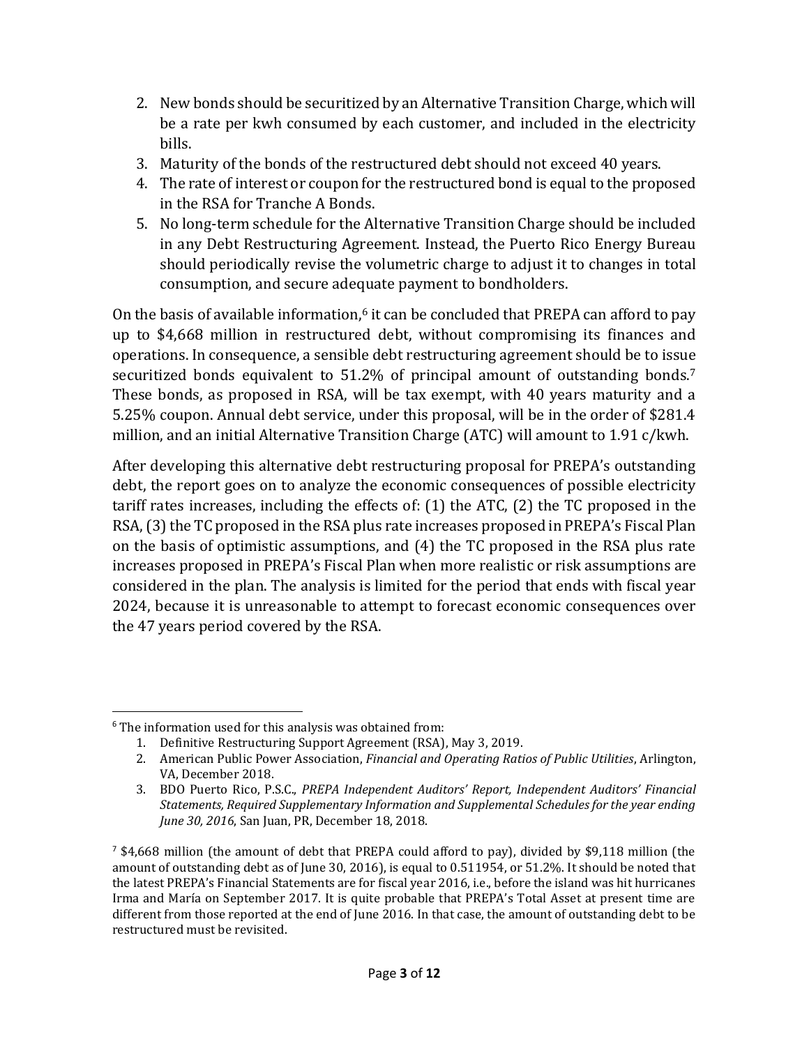2. New bonds should be securitized by an Alternative Transition Charge, which will be a rate per kwh consumed by each customer, and included in the electricity bills.
3. Maturity of the bonds of the restructured debt should not exceed 40 years.
4. The rate of interest or coupon for the restructured bond is equal to the proposed in the RSA for Tranche A Bonds.
5. No long-term schedule for the Alternative Transition Charge should be included in any Debt Restructuring Agreement. Instead, the Puerto Rico Energy Bureau should periodically revise the volumetric charge to adjust it to changes in total consumption, and secure adequate payment to bondholders.

On the basis of available information,[6] it can be concluded that PREPA can afford to pay up to $4,668 million in restructured debt, without compromising its finances and operations. In consequence, a sensible debt restructuring agreement should be to issue securitized bonds equivalent to 51.2% of principal amount of outstanding bonds.[7] These bonds, as proposed in RSA, will be tax exempt, with 40 years maturity and a 5.25% coupon. Annual debt service, under this proposal, will be in the order of $281.4 million, and an initial Alternative Transition Charge (ATC) will amount to 1.91 c/kwh.

After developing this alternative debt restructuring proposal for PREPA's outstanding debt, the report goes on to analyze the economic consequences of possible electricity tariff rates increases, including the effects of: (1) the ATC, (2) the TC proposed in the RSA, (3) the TC proposed in the RSA plus rate increases proposed in PREPA's Fiscal Plan on the basis of optimistic assumptions, and (4) the TC proposed in the RSA plus rate increases proposed in PREPA's Fiscal Plan when more realistic or risk assumptions are considered in the plan. The analysis is limited for the period that ends with fiscal year 2024, because it is unreasonable to attempt to forecast economic consequences over the 47 years period covered by the RSA.

---

[6] The information used for this analysis was obtained from:

1. Definitive Restructuring Support Agreement (RSA), May 3, 2019.
2. American Public Power Association, *Financial and Operating Ratios of Public Utilities*, Arlington, VA, December 2018.
3. BDO Puerto Rico, P.S.C., *PREPA Independent Auditors' Report, Independent Auditors' Financial Statements, Required Supplementary Information and Supplemental Schedules for the year ending June 30, 2016*, San Juan, PR, December 18, 2018.

[7] $4,668 million (the amount of debt that PREPA could afford to pay), divided by $9,118 million (the amount of outstanding debt as of June 30, 2016), is equal to 0.511954, or 51.2%. It should be noted that the latest PREPA's Financial Statements are for fiscal year 2016, i.e., before the island was hit hurricanes Irma and María on September 2017. It is quite probable that PREPA's Total Asset at present time are different from those reported at the end of June 2016. In that case, the amount of outstanding debt to be restructured must be revisited.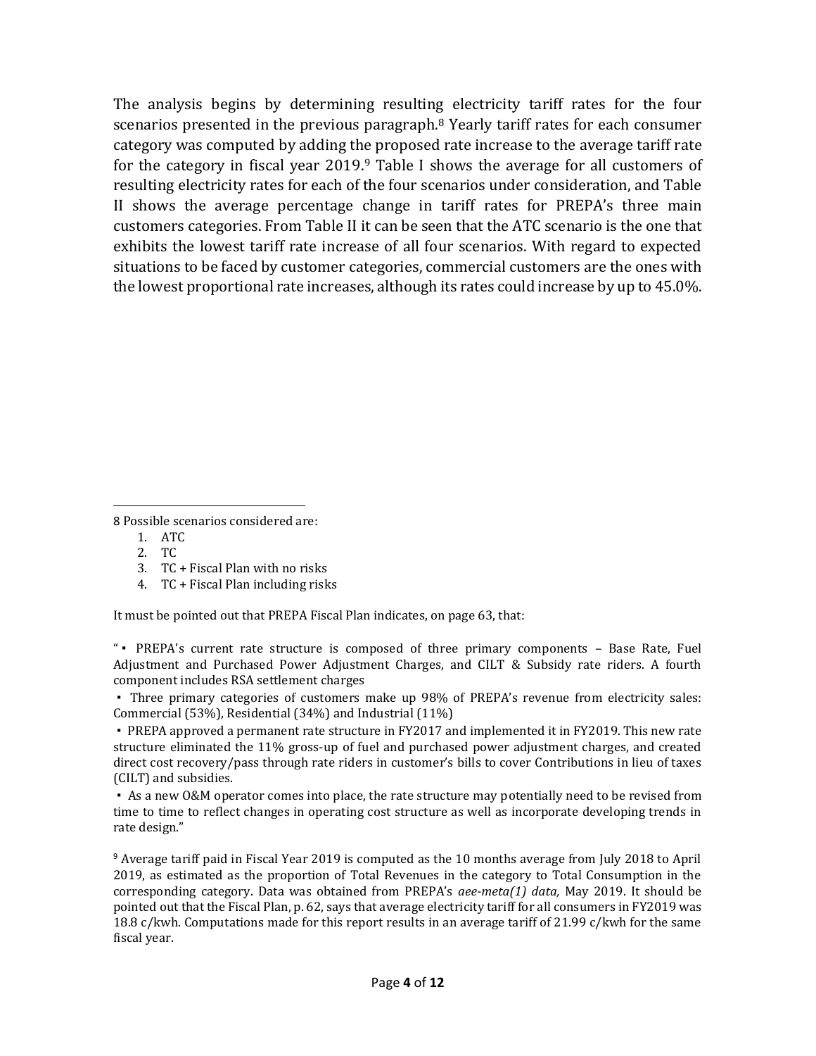The analysis begins by determining resulting electricity tariff rates for the four scenarios presented in the previous paragraph.[8] Yearly tariff rates for each consumer category was computed by adding the proposed rate increase to the average tariff rate for the category in fiscal year 2019.[9] Table I shows the average for all customers of resulting electricity rates for each of the four scenarios under consideration, and Table II shows the average percentage change in tariff rates for PREPA's three main customers categories. From Table II it can be seen that the ATC scenario is the one that exhibits the lowest tariff rate increase of all four scenarios. With regard to expected situations to be faced by customer categories, commercial customers are the ones with the lowest proportional rate increases, although its rates could increase by up to 45.0%.

---

8 Possible scenarios considered are:

1. ATC
2. TC
3. TC + Fiscal Plan with no risks
4. TC + Fiscal Plan including risks

It must be pointed out that PREPA Fiscal Plan indicates, on page 63, that:

"▪ PREPA's current rate structure is composed of three primary components – Base Rate, Fuel Adjustment and Purchased Power Adjustment Charges, and CILT & Subsidy rate riders. A fourth component includes RSA settlement charges

▪ Three primary categories of customers make up 98% of PREPA's revenue from electricity sales: Commercial (53%), Residential (34%) and Industrial (11%)

▪ PREPA approved a permanent rate structure in FY2017 and implemented it in FY2019. This new rate structure eliminated the 11% gross-up of fuel and purchased power adjustment charges, and created direct cost recovery/pass through rate riders in customer's bills to cover Contributions in lieu of taxes (CILT) and subsidies.

▪ As a new O&M operator comes into place, the rate structure may potentially need to be revised from time to time to reflect changes in operating cost structure as well as incorporate developing trends in rate design."

9 Average tariff paid in Fiscal Year 2019 is computed as the 10 months average from July 2018 to April 2019, as estimated as the proportion of Total Revenues in the category to Total Consumption in the corresponding category. Data was obtained from PREPA's *aee-meta(1) data,* May 2019. It should be pointed out that the Fiscal Plan, p. 62, says that average electricity tariff for all consumers in FY2019 was 18.8 c/kwh. Computations made for this report results in an average tariff of 21.99 c/kwh for the same fiscal year.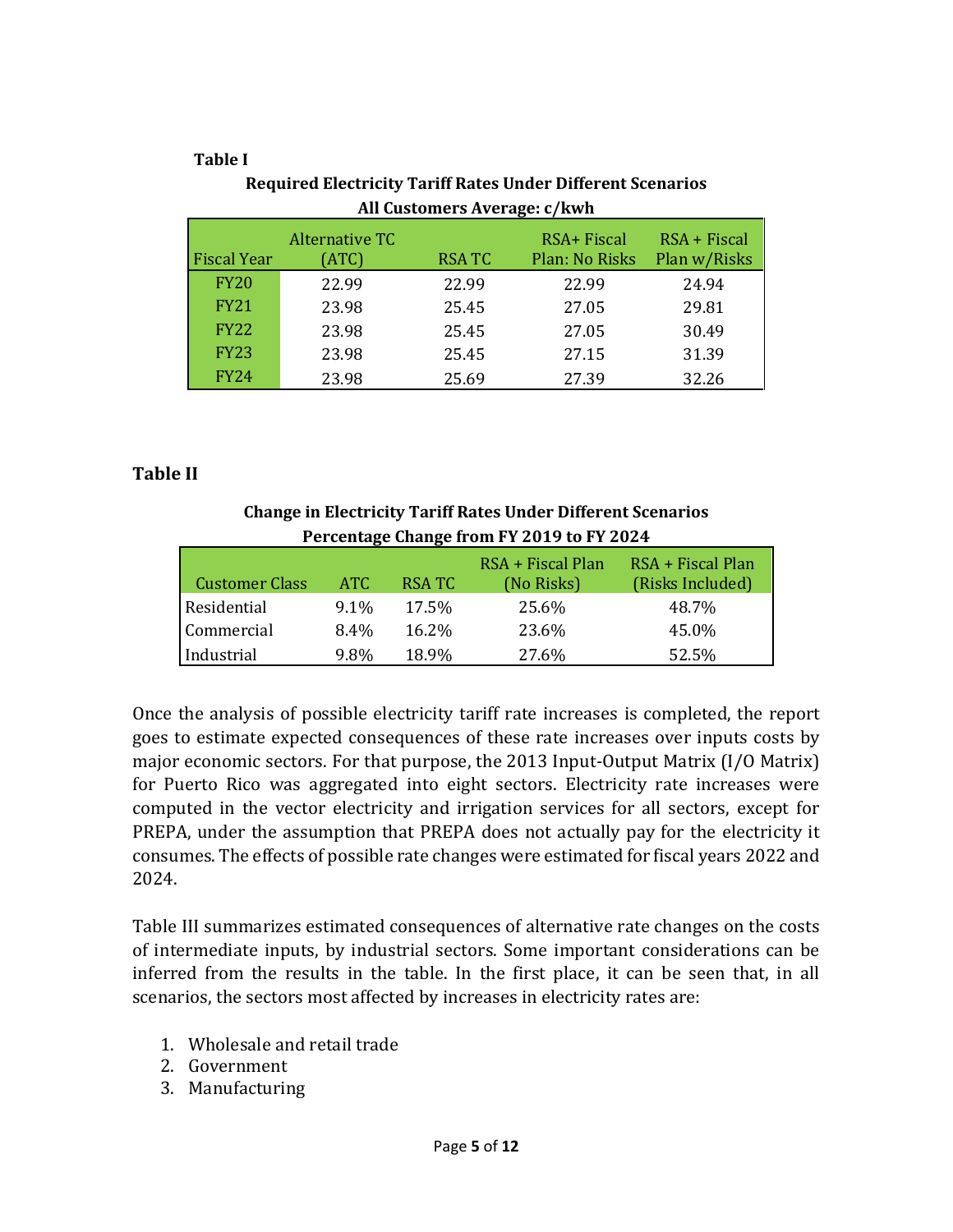**Table I**

**Required Electricity Tariff Rates Under Different Scenarios**
**All Customers Average: c/kwh**

| Fiscal Year | Alternative TC (ATC) | RSA TC | RSA+ Fiscal Plan: No Risks | RSA + Fiscal Plan w/Risks |
|---|---|---|---|---|
| FY20 | 22.99 | 22.99 | 22.99 | 24.94 |
| FY21 | 23.98 | 25.45 | 27.05 | 29.81 |
| FY22 | 23.98 | 25.45 | 27.05 | 30.49 |
| FY23 | 23.98 | 25.45 | 27.15 | 31.39 |
| FY24 | 23.98 | 25.69 | 27.39 | 32.26 |

**Table II**

**Change in Electricity Tariff Rates Under Different Scenarios**
**Percentage Change from FY 2019 to FY 2024**

| Customer Class | ATC | RSA TC | RSA + Fiscal Plan (No Risks) | RSA + Fiscal Plan (Risks Included) |
|---|---|---|---|---|
| Residential | 9.1% | 17.5% | 25.6% | 48.7% |
| Commercial | 8.4% | 16.2% | 23.6% | 45.0% |
| Industrial | 9.8% | 18.9% | 27.6% | 52.5% |

Once the analysis of possible electricity tariff rate increases is completed, the report goes to estimate expected consequences of these rate increases over inputs costs by major economic sectors. For that purpose, the 2013 Input-Output Matrix (I/O Matrix) for Puerto Rico was aggregated into eight sectors. Electricity rate increases were computed in the vector electricity and irrigation services for all sectors, except for PREPA, under the assumption that PREPA does not actually pay for the electricity it consumes. The effects of possible rate changes were estimated for fiscal years 2022 and 2024.

Table III summarizes estimated consequences of alternative rate changes on the costs of intermediate inputs, by industrial sectors. Some important considerations can be inferred from the results in the table. In the first place, it can be seen that, in all scenarios, the sectors most affected by increases in electricity rates are:

1. Wholesale and retail trade
2. Government
3. Manufacturing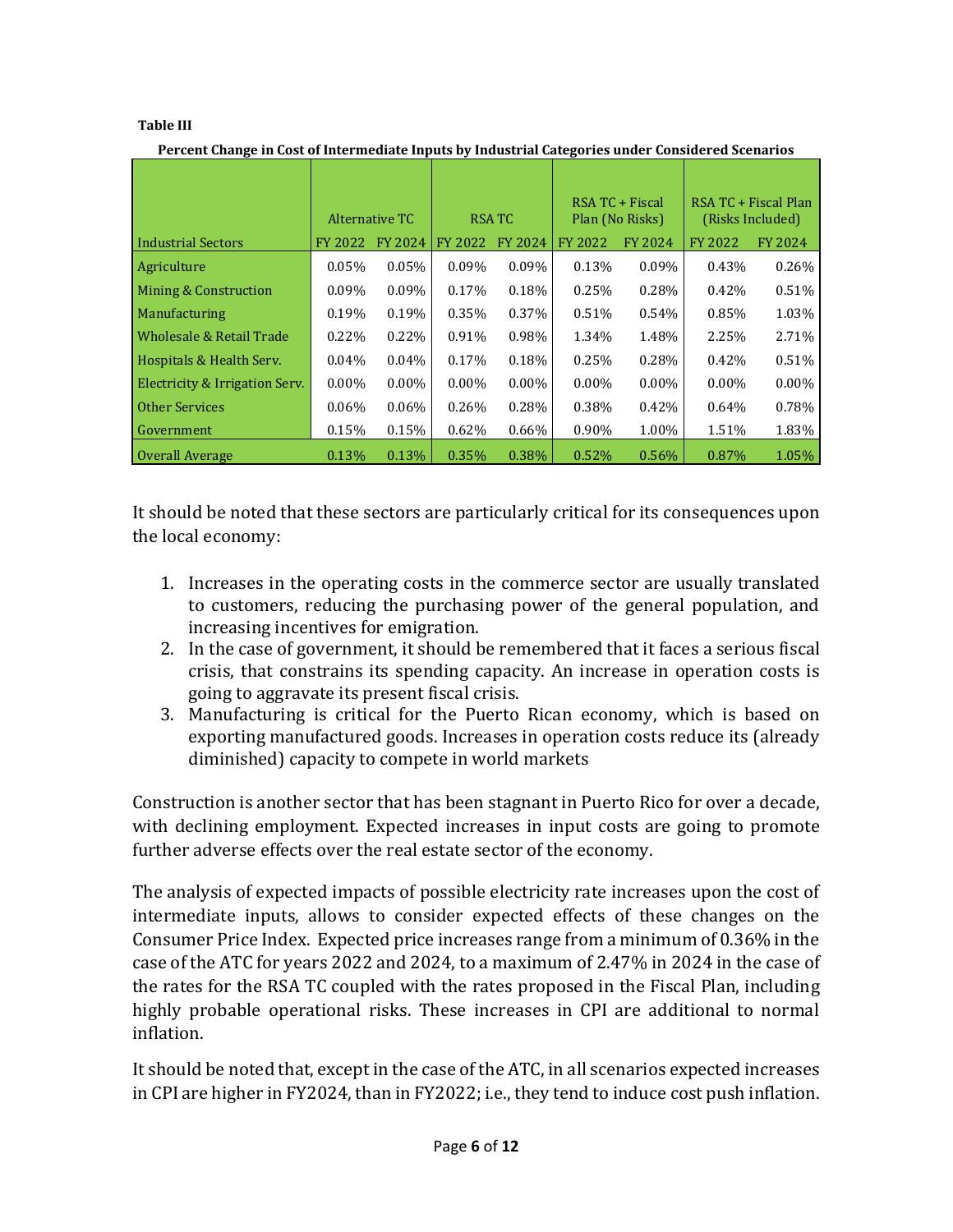**Table III**

**Percent Change in Cost of Intermediate Inputs by Industrial Categories under Considered Scenarios**

| Industrial Sectors | Alternative TC | | RSA TC | | RSA TC + Fiscal Plan (No Risks) | | RSA TC + Fiscal Plan (Risks Included) | |
|---|---|---|---|---|---|---|---|---|
| | FY 2022 | FY 2024 | FY 2022 | FY 2024 | FY 2022 | FY 2024 | FY 2022 | FY 2024 |
| Agriculture | 0.05% | 0.05% | 0.09% | 0.09% | 0.13% | 0.09% | 0.43% | 0.26% |
| Mining & Construction | 0.09% | 0.09% | 0.17% | 0.18% | 0.25% | 0.28% | 0.42% | 0.51% |
| Manufacturing | 0.19% | 0.19% | 0.35% | 0.37% | 0.51% | 0.54% | 0.85% | 1.03% |
| Wholesale & Retail Trade | 0.22% | 0.22% | 0.91% | 0.98% | 1.34% | 1.48% | 2.25% | 2.71% |
| Hospitals & Health Serv. | 0.04% | 0.04% | 0.17% | 0.18% | 0.25% | 0.28% | 0.42% | 0.51% |
| Electricity & Irrigation Serv. | 0.00% | 0.00% | 0.00% | 0.00% | 0.00% | 0.00% | 0.00% | 0.00% |
| Other Services | 0.06% | 0.06% | 0.26% | 0.28% | 0.38% | 0.42% | 0.64% | 0.78% |
| Government | 0.15% | 0.15% | 0.62% | 0.66% | 0.90% | 1.00% | 1.51% | 1.83% |
| Overall Average | 0.13% | 0.13% | 0.35% | 0.38% | 0.52% | 0.56% | 0.87% | 1.05% |

It should be noted that these sectors are particularly critical for its consequences upon the local economy:

1. Increases in the operating costs in the commerce sector are usually translated to customers, reducing the purchasing power of the general population, and increasing incentives for emigration.
2. In the case of government, it should be remembered that it faces a serious fiscal crisis, that constrains its spending capacity. An increase in operation costs is going to aggravate its present fiscal crisis.
3. Manufacturing is critical for the Puerto Rican economy, which is based on exporting manufactured goods. Increases in operation costs reduce its (already diminished) capacity to compete in world markets

Construction is another sector that has been stagnant in Puerto Rico for over a decade, with declining employment. Expected increases in input costs are going to promote further adverse effects over the real estate sector of the economy.

The analysis of expected impacts of possible electricity rate increases upon the cost of intermediate inputs, allows to consider expected effects of these changes on the Consumer Price Index. Expected price increases range from a minimum of 0.36% in the case of the ATC for years 2022 and 2024, to a maximum of 2.47% in 2024 in the case of the rates for the RSA TC coupled with the rates proposed in the Fiscal Plan, including highly probable operational risks. These increases in CPI are additional to normal inflation.

It should be noted that, except in the case of the ATC, in all scenarios expected increases in CPI are higher in FY2024, than in FY2022; i.e., they tend to induce cost push inflation.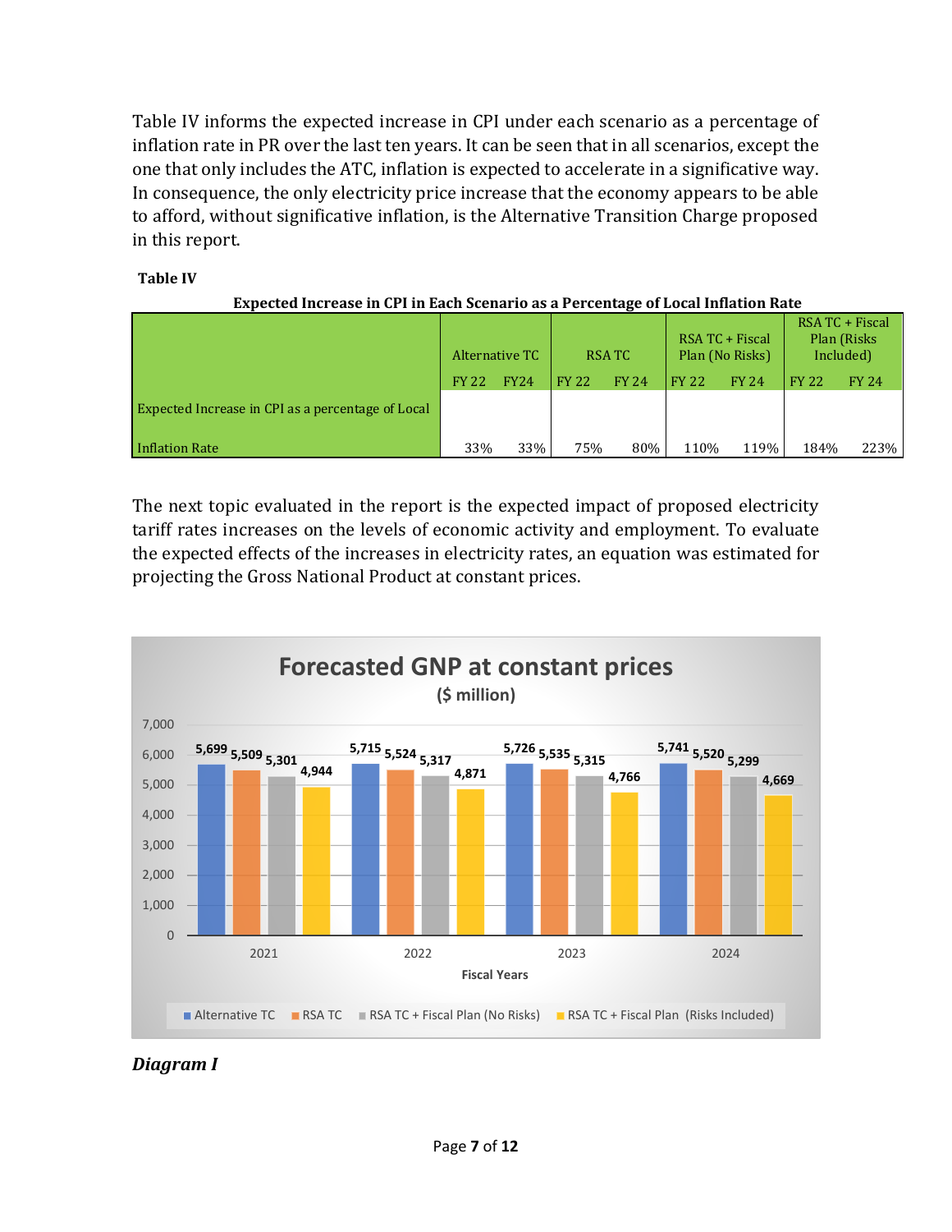Table IV informs the expected increase in CPI under each scenario as a percentage of inflation rate in PR over the last ten years. It can be seen that in all scenarios, except the one that only includes the ATC, inflation is expected to accelerate in a significative way. In consequence, the only electricity price increase that the economy appears to be able to afford, without significative inflation, is the Alternative Transition Charge proposed in this report.

**Table IV**

**Expected Increase in CPI in Each Scenario as a Percentage of Local Inflation Rate**

| | Alternative TC | | RSA TC | | RSA TC + Fiscal Plan (No Risks) | | RSA TC + Fiscal Plan (Risks Included) | |
|---|---|---|---|---|---|---|---|---|
| | FY 22 | FY24 | FY 22 | FY 24 | FY 22 | FY 24 | FY 22 | FY 24 |
| Expected Increase in CPI as a percentage of Local Inflation Rate | 33% | 33% | 75% | 80% | 110% | 119% | 184% | 223% |

The next topic evaluated in the report is the expected impact of proposed electricity tariff rates increases on the levels of economic activity and employment. To evaluate the expected effects of the increases in electricity rates, an equation was estimated for projecting the Gross National Product at constant prices.

**Forecasted GNP at constant prices**
**($ million)**

| Fiscal Years | Alternative TC | RSA TC | RSA TC + Fiscal Plan (No Risks) | RSA TC + Fiscal Plan (Risks Included) |
|---|---|---|---|---|
| 2021 | 5,699 | 5,509 | 5,301 | 4,944 |
| 2022 | 5,715 | 5,524 | 5,317 | 4,871 |
| 2023 | 5,726 | 5,535 | 5,315 | 4,766 |
| 2024 | 5,741 | 5,520 | 5,299 | 4,669 |

***Diagram I***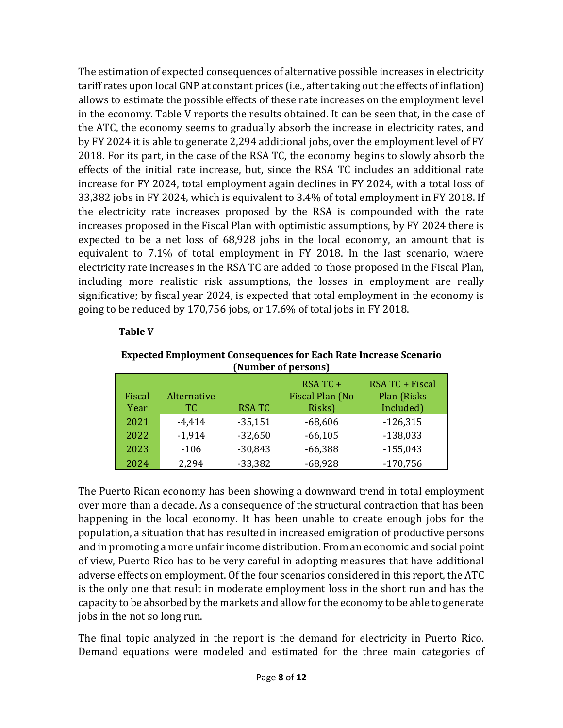The estimation of expected consequences of alternative possible increases in electricity tariff rates upon local GNP at constant prices (i.e., after taking out the effects of inflation) allows to estimate the possible effects of these rate increases on the employment level in the economy. Table V reports the results obtained. It can be seen that, in the case of the ATC, the economy seems to gradually absorb the increase in electricity rates, and by FY 2024 it is able to generate 2,294 additional jobs, over the employment level of FY 2018. For its part, in the case of the RSA TC, the economy begins to slowly absorb the effects of the initial rate increase, but, since the RSA TC includes an additional rate increase for FY 2024, total employment again declines in FY 2024, with a total loss of 33,382 jobs in FY 2024, which is equivalent to 3.4% of total employment in FY 2018. If the electricity rate increases proposed by the RSA is compounded with the rate increases proposed in the Fiscal Plan with optimistic assumptions, by FY 2024 there is expected to be a net loss of 68,928 jobs in the local economy, an amount that is equivalent to 7.1% of total employment in FY 2018. In the last scenario, where electricity rate increases in the RSA TC are added to those proposed in the Fiscal Plan, including more realistic risk assumptions, the losses in employment are really significative; by fiscal year 2024, is expected that total employment in the economy is going to be reduced by 170,756 jobs, or 17.6% of total jobs in FY 2018.

**Table V**

**Expected Employment Consequences for Each Rate Increase Scenario (Number of persons)**

| Fiscal Year | Alternative TC | RSA TC | RSA TC + Fiscal Plan (No Risks) | RSA TC + Fiscal Plan (Risks Included) |
|---|---|---|---|---|
| 2021 | -4,414 | -35,151 | -68,606 | -126,315 |
| 2022 | -1,914 | -32,650 | -66,105 | -138,033 |
| 2023 | -106 | -30,843 | -66,388 | -155,043 |
| 2024 | 2,294 | -33,382 | -68,928 | -170,756 |

The Puerto Rican economy has been showing a downward trend in total employment over more than a decade. As a consequence of the structural contraction that has been happening in the local economy. It has been unable to create enough jobs for the population, a situation that has resulted in increased emigration of productive persons and in promoting a more unfair income distribution. From an economic and social point of view, Puerto Rico has to be very careful in adopting measures that have additional adverse effects on employment. Of the four scenarios considered in this report, the ATC is the only one that result in moderate employment loss in the short run and has the capacity to be absorbed by the markets and allow for the economy to be able to generate jobs in the not so long run.

The final topic analyzed in the report is the demand for electricity in Puerto Rico. Demand equations were modeled and estimated for the three main categories of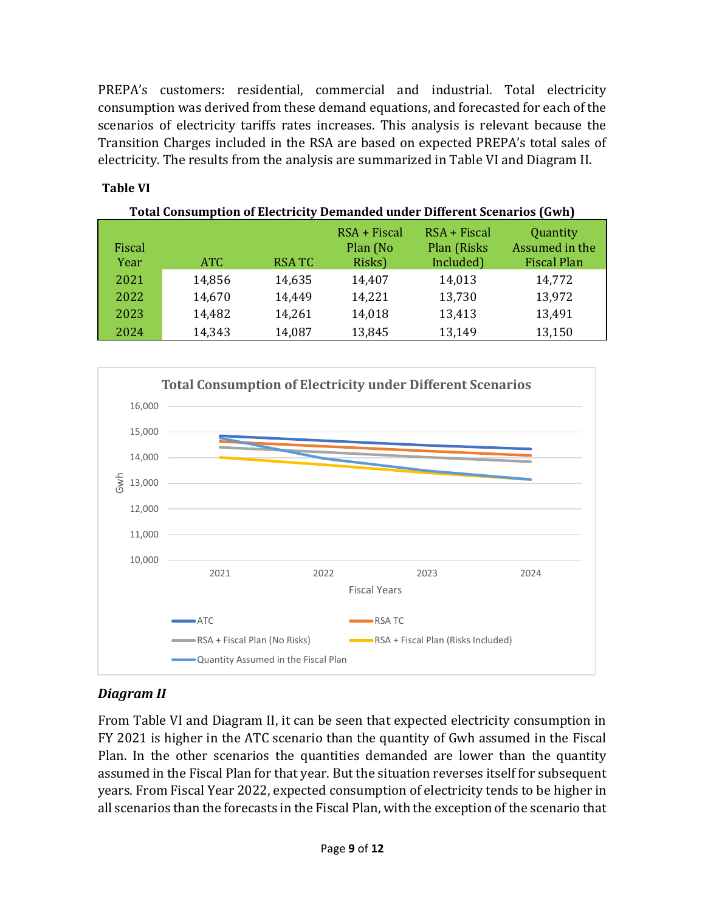PREPA's customers: residential, commercial and industrial. Total electricity consumption was derived from these demand equations, and forecasted for each of the scenarios of electricity tariffs rates increases. This analysis is relevant because the Transition Charges included in the RSA are based on expected PREPA's total sales of electricity. The results from the analysis are summarized in Table VI and Diagram II.

**Table VI**

**Total Consumption of Electricity Demanded under Different Scenarios (Gwh)**

| Fiscal Year | ATC | RSA TC | RSA + Fiscal Plan (No Risks) | RSA + Fiscal Plan (Risks Included) | Quantity Assumed in the Fiscal Plan |
|---|---|---|---|---|---|
| 2021 | 14,856 | 14,635 | 14,407 | 14,013 | 14,772 |
| 2022 | 14,670 | 14,449 | 14,221 | 13,730 | 13,972 |
| 2023 | 14,482 | 14,261 | 14,018 | 13,413 | 13,491 |
| 2024 | 14,343 | 14,087 | 13,845 | 13,149 | 13,150 |

***Diagram II***

From Table VI and Diagram II, it can be seen that expected electricity consumption in FY 2021 is higher in the ATC scenario than the quantity of Gwh assumed in the Fiscal Plan. In the other scenarios the quantities demanded are lower than the quantity assumed in the Fiscal Plan for that year. But the situation reverses itself for subsequent years. From Fiscal Year 2022, expected consumption of electricity tends to be higher in all scenarios than the forecasts in the Fiscal Plan, with the exception of the scenario that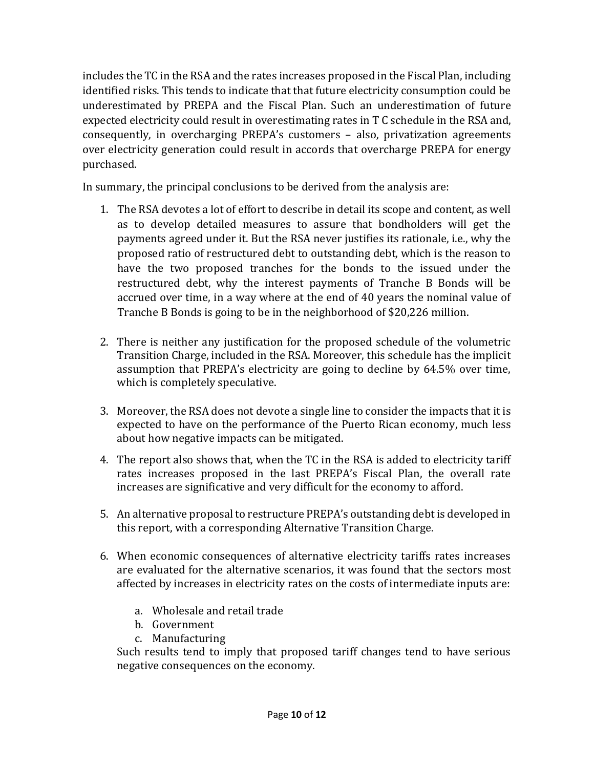includes the TC in the RSA and the rates increases proposed in the Fiscal Plan, including identified risks. This tends to indicate that that future electricity consumption could be underestimated by PREPA and the Fiscal Plan. Such an underestimation of future expected electricity could result in overestimating rates in T C schedule in the RSA and, consequently, in overcharging PREPA's customers – also, privatization agreements over electricity generation could result in accords that overcharge PREPA for energy purchased.

In summary, the principal conclusions to be derived from the analysis are:

1. The RSA devotes a lot of effort to describe in detail its scope and content, as well as to develop detailed measures to assure that bondholders will get the payments agreed under it. But the RSA never justifies its rationale, i.e., why the proposed ratio of restructured debt to outstanding debt, which is the reason to have the two proposed tranches for the bonds to the issued under the restructured debt, why the interest payments of Tranche B Bonds will be accrued over time, in a way where at the end of 40 years the nominal value of Tranche B Bonds is going to be in the neighborhood of $20,226 million.

2. There is neither any justification for the proposed schedule of the volumetric Transition Charge, included in the RSA. Moreover, this schedule has the implicit assumption that PREPA's electricity are going to decline by 64.5% over time, which is completely speculative.

3. Moreover, the RSA does not devote a single line to consider the impacts that it is expected to have on the performance of the Puerto Rican economy, much less about how negative impacts can be mitigated.

4. The report also shows that, when the TC in the RSA is added to electricity tariff rates increases proposed in the last PREPA's Fiscal Plan, the overall rate increases are significative and very difficult for the economy to afford.

5. An alternative proposal to restructure PREPA's outstanding debt is developed in this report, with a corresponding Alternative Transition Charge.

6. When economic consequences of alternative electricity tariffs rates increases are evaluated for the alternative scenarios, it was found that the sectors most affected by increases in electricity rates on the costs of intermediate inputs are:

   a. Wholesale and retail trade
   b. Government
   c. Manufacturing

   Such results tend to imply that proposed tariff changes tend to have serious negative consequences on the economy.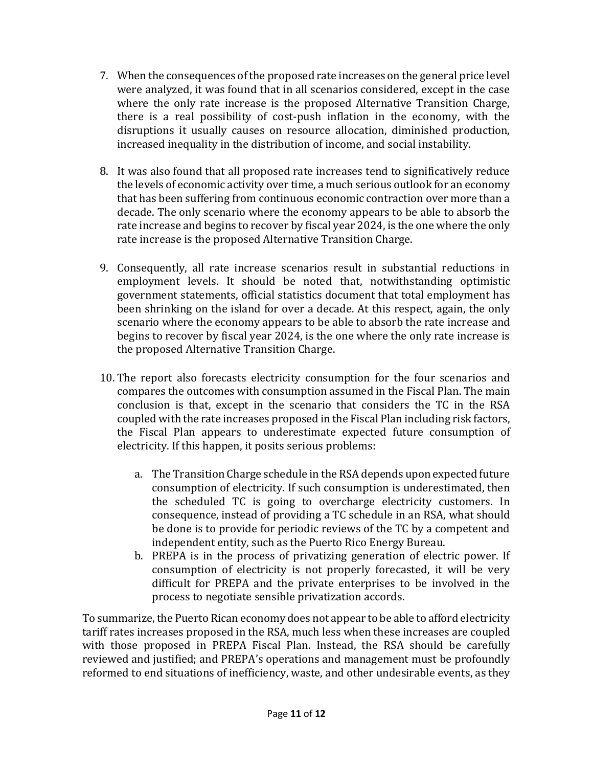7. When the consequences of the proposed rate increases on the general price level were analyzed, it was found that in all scenarios considered, except in the case where the only rate increase is the proposed Alternative Transition Charge, there is a real possibility of cost-push inflation in the economy, with the disruptions it usually causes on resource allocation, diminished production, increased inequality in the distribution of income, and social instability.

8. It was also found that all proposed rate increases tend to significatively reduce the levels of economic activity over time, a much serious outlook for an economy that has been suffering from continuous economic contraction over more than a decade. The only scenario where the economy appears to be able to absorb the rate increase and begins to recover by fiscal year 2024, is the one where the only rate increase is the proposed Alternative Transition Charge.

9. Consequently, all rate increase scenarios result in substantial reductions in employment levels. It should be noted that, notwithstanding optimistic government statements, official statistics document that total employment has been shrinking on the island for over a decade. At this respect, again, the only scenario where the economy appears to be able to absorb the rate increase and begins to recover by fiscal year 2024, is the one where the only rate increase is the proposed Alternative Transition Charge.

10. The report also forecasts electricity consumption for the four scenarios and compares the outcomes with consumption assumed in the Fiscal Plan. The main conclusion is that, except in the scenario that considers the TC in the RSA coupled with the rate increases proposed in the Fiscal Plan including risk factors, the Fiscal Plan appears to underestimate expected future consumption of electricity. If this happen, it posits serious problems:

    a. The Transition Charge schedule in the RSA depends upon expected future consumption of electricity. If such consumption is underestimated, then the scheduled TC is going to overcharge electricity customers. In consequence, instead of providing a TC schedule in an RSA, what should be done is to provide for periodic reviews of the TC by a competent and independent entity, such as the Puerto Rico Energy Bureau.
    b. PREPA is in the process of privatizing generation of electric power. If consumption of electricity is not properly forecasted, it will be very difficult for PREPA and the private enterprises to be involved in the process to negotiate sensible privatization accords.

To summarize, the Puerto Rican economy does not appear to be able to afford electricity tariff rates increases proposed in the RSA, much less when these increases are coupled with those proposed in PREPA Fiscal Plan. Instead, the RSA should be carefully reviewed and justified; and PREPA's operations and management must be profoundly reformed to end situations of inefficiency, waste, and other undesirable events, as they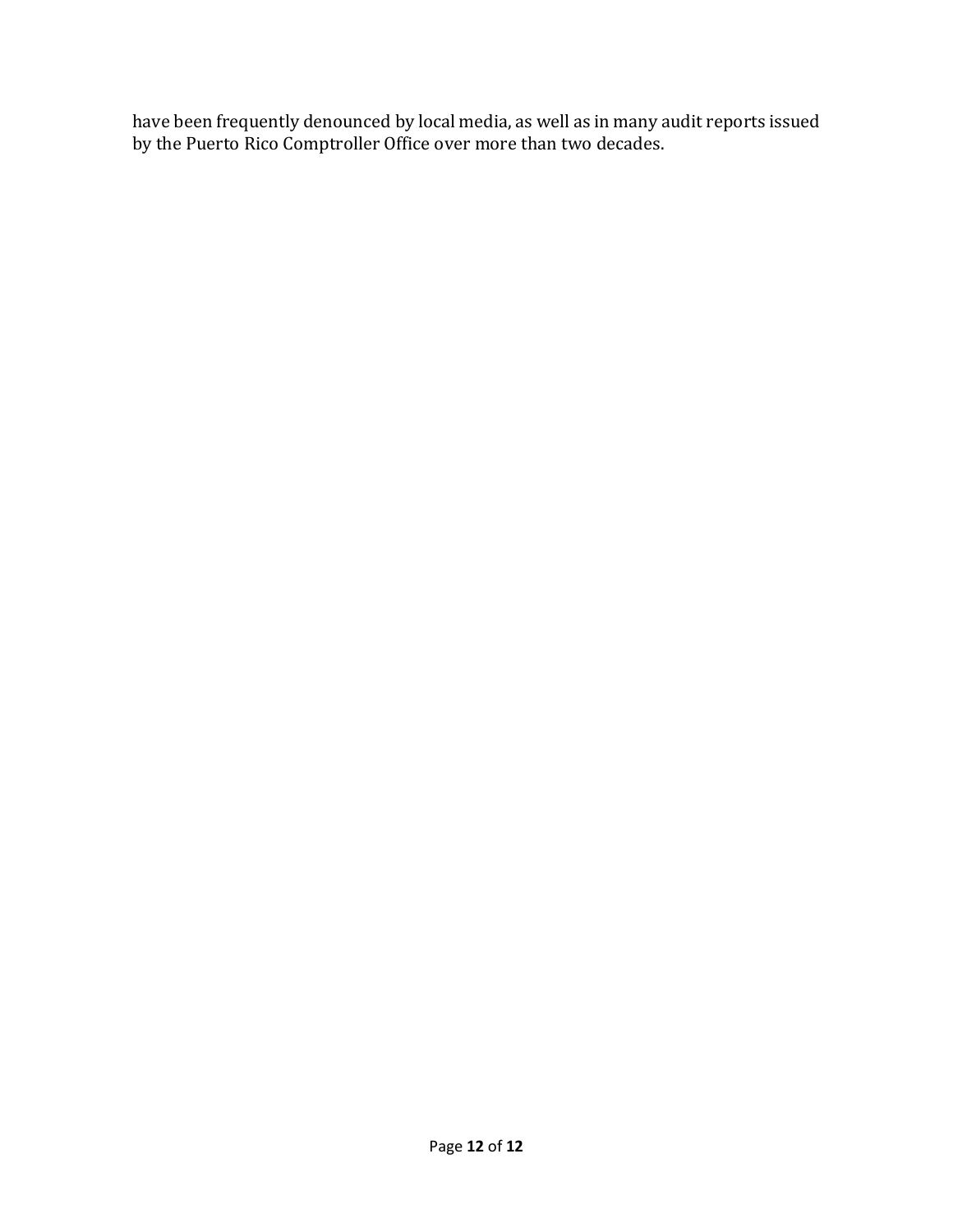have been frequently denounced by local media, as well as in many audit reports issued by the Puerto Rico Comptroller Office over more than two decades.